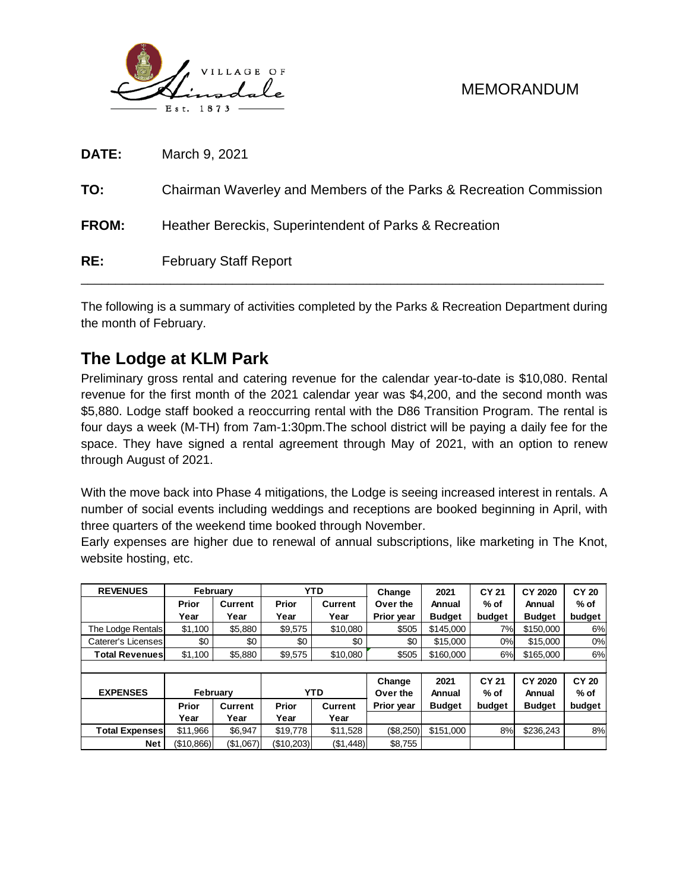VILLAGE OF Hinsdale Est. 1873

MEMORANDUM

**DATE:** March 9, 2021

**TO:** Chairman Waverley and Members of the Parks & Recreation Commission

**FROM:** Heather Bereckis, Superintendent of Parks & Recreation

**RE:** February Staff Report

---

The following is a summary of activities completed by the Parks & Recreation Department during the month of February.

## The Lodge at KLM Park

Preliminary gross rental and catering revenue for the calendar year-to-date is $10,080. Rental revenue for the first month of the 2021 calendar year was $4,200, and the second month was $5,880. Lodge staff booked a reoccurring rental with the D86 Transition Program. The rental is four days a week (M-TH) from 7am-1:30pm.The school district will be paying a daily fee for the space. They have signed a rental agreement through May of 2021, with an option to renew through August of 2021.

With the move back into Phase 4 mitigations, the Lodge is seeing increased interest in rentals. A number of social events including weddings and receptions are booked beginning in April, with three quarters of the weekend time booked through November.
Early expenses are higher due to renewal of annual subscriptions, like marketing in The Knot, website hosting, etc.

| REVENUES | February | | YTD | | Change Over the Prior year | 2021 Annual Budget | CY 21 % of budget | CY 2020 Annual Budget | CY 20 % of budget |
|---|---|---|---|---|---|---|---|---|---|
| | Prior Year | Current Year | Prior Year | Current Year | | | | | |
| The Lodge Rentals | $1,100 | $5,880 | $9,575 | $10,080 | $505 | $145,000 | 7% | $150,000 | 6% |
| Caterer's Licenses | $0 | $0 | $0 | $0 | $0 | $15,000 | 0% | $15,000 | 0% |
| **Total Revenues** | $1,100 | $5,880 | $9,575 | $10,080 | $505 | $160,000 | 6% | $165,000 | 6% |

| EXPENSES | February | | YTD | | Change Over the Prior year | 2021 Annual Budget | CY 21 % of budget | CY 2020 Annual Budget | CY 20 % of budget |
|---|---|---|---|---|---|---|---|---|---|
| | Prior Year | Current Year | Prior Year | Current Year | | | | | |
| **Total Expenses** | $11,966 | $6,947 | $19,778 | $11,528 | ($8,250) | $151,000 | 8% | $236,243 | 8% |
| **Net** | ($10,866) | ($1,067) | ($10,203) | ($1,448) | $8,755 | | | | |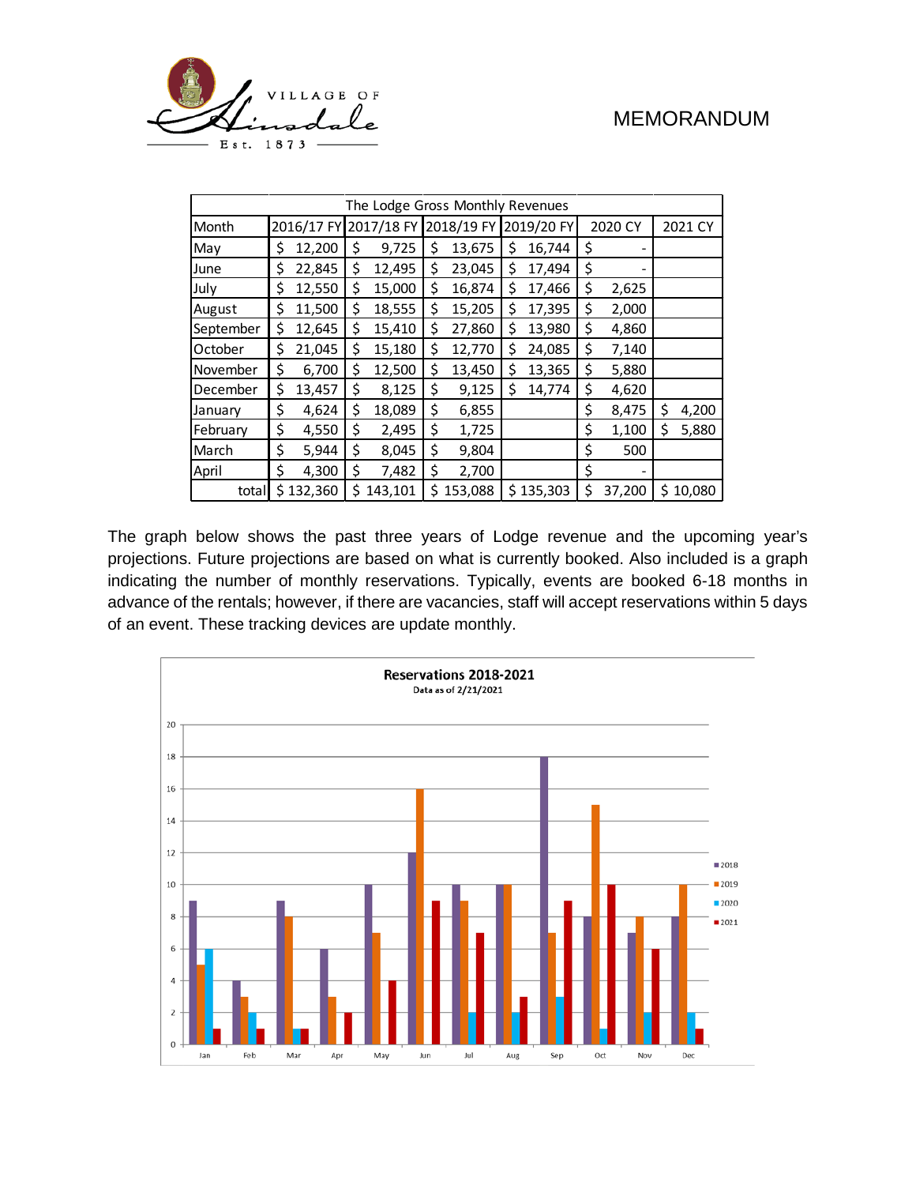MEMORANDUM

| The Lodge Gross Monthly Revenues | | | | | | |
|---|---|---|---|---|---|---|
| Month | 2016/17 FY | 2017/18 FY | 2018/19 FY | 2019/20 FY | 2020 CY | 2021 CY |
| May | $ 12,200 | $ 9,725 | $ 13,675 | $ 16,744 | $ - | |
| June | $ 22,845 | $ 12,495 | $ 23,045 | $ 17,494 | $ - | |
| July | $ 12,550 | $ 15,000 | $ 16,874 | $ 17,466 | $ 2,625 | |
| August | $ 11,500 | $ 18,555 | $ 15,205 | $ 17,395 | $ 2,000 | |
| September | $ 12,645 | $ 15,410 | $ 27,860 | $ 13,980 | $ 4,860 | |
| October | $ 21,045 | $ 15,180 | $ 12,770 | $ 24,085 | $ 7,140 | |
| November | $ 6,700 | $ 12,500 | $ 13,450 | $ 13,365 | $ 5,880 | |
| December | $ 13,457 | $ 8,125 | $ 9,125 | $ 14,774 | $ 4,620 | |
| January | $ 4,624 | $ 18,089 | $ 6,855 | | $ 8,475 | $ 4,200 |
| February | $ 4,550 | $ 2,495 | $ 1,725 | | $ 1,100 | $ 5,880 |
| March | $ 5,944 | $ 8,045 | $ 9,804 | | $ 500 | |
| April | $ 4,300 | $ 7,482 | $ 2,700 | | $ - | |
| total | $ 132,360 | $ 143,101 | $ 153,088 | $ 135,303 | $ 37,200 | $ 10,080 |

The graph below shows the past three years of Lodge revenue and the upcoming year's projections. Future projections are based on what is currently booked. Also included is a graph indicating the number of monthly reservations. Typically, events are booked 6-18 months in advance of the rentals; however, if there are vacancies, staff will accept reservations within 5 days of an event. These tracking devices are update monthly.

**Reservations 2018-2021**
Data as of 2/21/2021

| Month | 2018 | 2019 | 2020 | 2021 |
|---|---|---|---|---|
| Jan | 9 | 5 | 6 | 1 |
| Feb | 4 | 3 | 2 | 1 |
| Mar | 9 | 8 | 1 | 1 |
| Apr | 6 | 3 | 0 | 2 |
| May | 10 | 7 | 0 | 4 |
| Jun | 12 | 16 | 0 | 9 |
| Jul | 10 | 9 | 2 | 7 |
| Aug | 10 | 10 | 2 | 3 |
| Sep | 18 | 7 | 3 | 9 |
| Oct | 8 | 15 | 1 | 10 |
| Nov | 7 | 8 | 2 | 6 |
| Dec | 8 | 10 | 2 | 1 |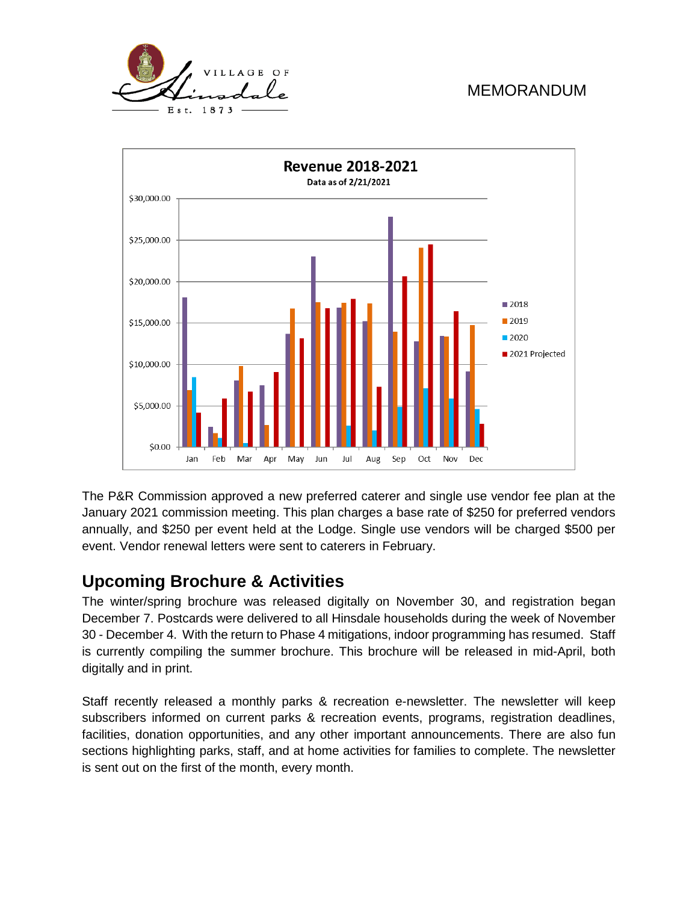MEMORANDUM

The P&R Commission approved a new preferred caterer and single use vendor fee plan at the January 2021 commission meeting. This plan charges a base rate of $250 for preferred vendors annually, and $250 per event held at the Lodge. Single use vendors will be charged $500 per event. Vendor renewal letters were sent to caterers in February.

## Upcoming Brochure & Activities

The winter/spring brochure was released digitally on November 30, and registration began December 7. Postcards were delivered to all Hinsdale households during the week of November 30 - December 4. With the return to Phase 4 mitigations, indoor programming has resumed. Staff is currently compiling the summer brochure. This brochure will be released in mid-April, both digitally and in print.

Staff recently released a monthly parks & recreation e-newsletter. The newsletter will keep subscribers informed on current parks & recreation events, programs, registration deadlines, facilities, donation opportunities, and any other important announcements. There are also fun sections highlighting parks, staff, and at home activities for families to complete. The newsletter is sent out on the first of the month, every month.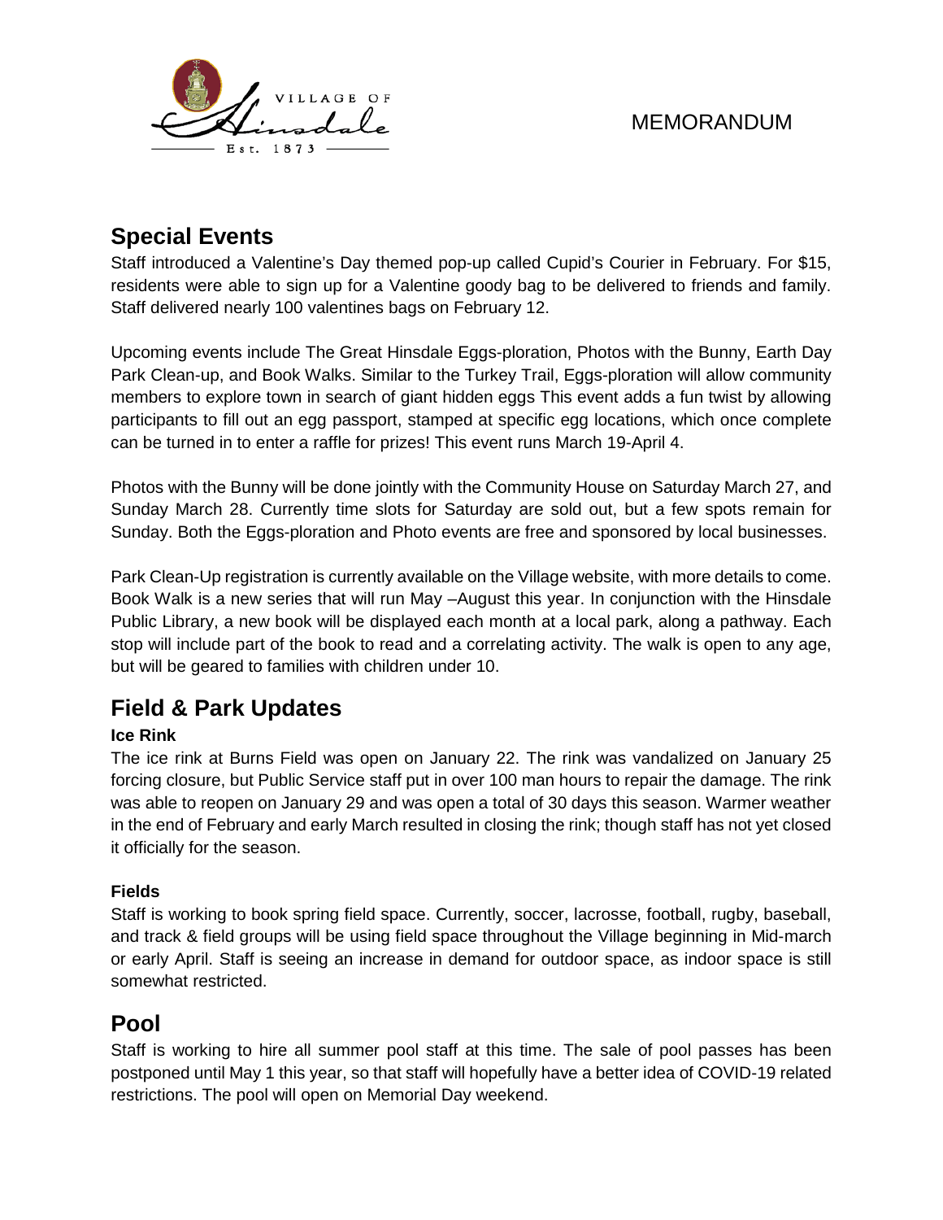MEMORANDUM

## Special Events

Staff introduced a Valentine's Day themed pop-up called Cupid's Courier in February. For $15, residents were able to sign up for a Valentine goody bag to be delivered to friends and family. Staff delivered nearly 100 valentines bags on February 12.

Upcoming events include The Great Hinsdale Eggs-ploration, Photos with the Bunny, Earth Day Park Clean-up, and Book Walks. Similar to the Turkey Trail, Eggs-ploration will allow community members to explore town in search of giant hidden eggs This event adds a fun twist by allowing participants to fill out an egg passport, stamped at specific egg locations, which once complete can be turned in to enter a raffle for prizes! This event runs March 19-April 4.

Photos with the Bunny will be done jointly with the Community House on Saturday March 27, and Sunday March 28. Currently time slots for Saturday are sold out, but a few spots remain for Sunday. Both the Eggs-ploration and Photo events are free and sponsored by local businesses.

Park Clean-Up registration is currently available on the Village website, with more details to come. Book Walk is a new series that will run May –August this year. In conjunction with the Hinsdale Public Library, a new book will be displayed each month at a local park, along a pathway. Each stop will include part of the book to read and a correlating activity. The walk is open to any age, but will be geared to families with children under 10.

## Field & Park Updates

**Ice Rink**

The ice rink at Burns Field was open on January 22. The rink was vandalized on January 25 forcing closure, but Public Service staff put in over 100 man hours to repair the damage. The rink was able to reopen on January 29 and was open a total of 30 days this season. Warmer weather in the end of February and early March resulted in closing the rink; though staff has not yet closed it officially for the season.

**Fields**

Staff is working to book spring field space. Currently, soccer, lacrosse, football, rugby, baseball, and track & field groups will be using field space throughout the Village beginning in Mid-march or early April. Staff is seeing an increase in demand for outdoor space, as indoor space is still somewhat restricted.

## Pool

Staff is working to hire all summer pool staff at this time. The sale of pool passes has been postponed until May 1 this year, so that staff will hopefully have a better idea of COVID-19 related restrictions. The pool will open on Memorial Day weekend.